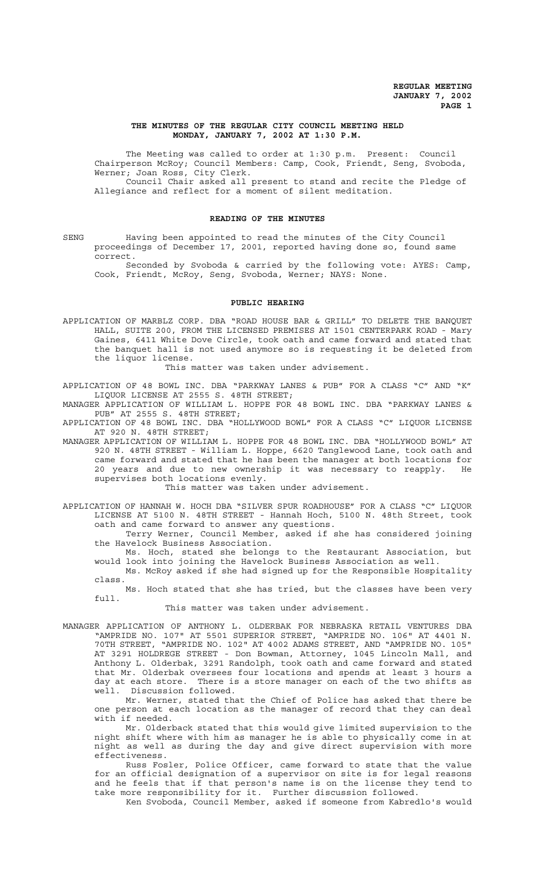# THE MINUTES OF THE REGULAR CITY COUNCIL MEETING HELD MONDAY, JANUARY 7, 2002 AT 1:30 P.M.

The Meeting was called to order at 1:30 p.m. Present: Council Chairperson McRoy; Council Members: Camp, Cook, Friendt, Seng, Svoboda, Werner; Joan Ross, City Clerk.

Council Chair asked all present to stand and recite the Pledge of Allegiance and reflect for a moment of silent meditation.

## READING OF THE MINUTES

SENG Having been appointed to read the minutes of the City Council proceedings of December 17, 2001, reported having done so, found same correct.

Seconded by Svoboda & carried by the following vote: AYES: Camp, Cook, Friendt, McRoy, Seng, Svoboda, Werner; NAYS: None.

## PUBLIC HEARING

APPLICATION OF MARBLZ CORP. DBA "ROAD HOUSE BAR & GRILL" TO DELETE THE BANQUET HALL, SUITE 200, FROM THE LICENSED PREMISES AT 1501 CENTERPARK ROAD - Mary Gaines, 6411 White Dove Circle, took oath and came forward and stated that the banquet hall is not used anymore so is requesting it be deleted from the liquor license.

This matter was taken under advisement.

APPLICATION OF 48 BOWL INC. DBA "PARKWAY LANES & PUB" FOR A CLASS "C" AND "K" LIQUOR LICENSE AT 2555 S. 48TH STREET;

MANAGER APPLICATION OF WILLIAM L. HOPPE FOR 48 BOWL INC. DBA "PARKWAY LANES & PUB" AT 2555 S. 48TH STREET;

APPLICATION OF 48 BOWL INC. DBA "HOLLYWOOD BOWL" FOR A CLASS "C" LIQUOR LICENSE AT 920 N. 48TH STREET;

MANAGER APPLICATION OF WILLIAM L. HOPPE FOR 48 BOWL INC. DBA "HOLLYWOOD BOWL" AT 920 N. 48TH STREET - William L. Hoppe, 6620 Tanglewood Lane, took oath and came forward and stated that he has been the manager at both locations for 20 years and due to new ownership it was necessary to reapply. He supervises both locations evenly.

This matter was taken under advisement.

APPLICATION OF HANNAH W. HOCH DBA "SILVER SPUR ROADHOUSE" FOR A CLASS "C" LIQUOR LICENSE AT 5100 N. 48TH STREET - Hannah Hoch, 5100 N. 48th Street, took oath and came forward to answer any questions.

Terry Werner, Council Member, asked if she has considered joining the Havelock Business Association.

Ms. Hoch, stated she belongs to the Restaurant Association, but would look into joining the Havelock Business Association as well.

Ms. McRoy asked if she had signed up for the Responsible Hospitality class.

Ms. Hoch stated that she has tried, but the classes have been very full.

This matter was taken under advisement.

MANAGER APPLICATION OF ANTHONY L. OLDERBAK FOR NEBRASKA RETAIL VENTURES DBA "AMPRIDE NO. 107" AT 5501 SUPERIOR STREET, "AMPRIDE NO. 106" AT 4401 N. 70TH STREET, "AMPRIDE NO. 102" AT 4002 ADAMS STREET, AND "AMPRIDE NO. 105" AT 3291 HOLDREGE STREET - Don Bowman, Attorney, 1045 Lincoln Mall, and Anthony L. Olderbak, 3291 Randolph, took oath and came forward and stated that Mr. Olderbak oversees four locations and spends at least 3 hours a day at each store. There is a store manager on each of the two shifts as well. Discussion followed.

Mr. Werner, stated that the Chief of Police has asked that there be one person at each location as the manager of record that they can deal with if needed.

Mr. Olderback stated that this would give limited supervision to the night shift where with him as manager he is able to physically come in at night as well as during the day and give direct supervision with more effectiveness.

Russ Fosler, Police Officer, came forward to state that the value for an official designation of a supervisor on site is for legal reasons and he feels that if that person's name is on the license they tend to take more responsibility for it. Further discussion followed.

Ken Svoboda, Council Member, asked if someone from Kabredlo's would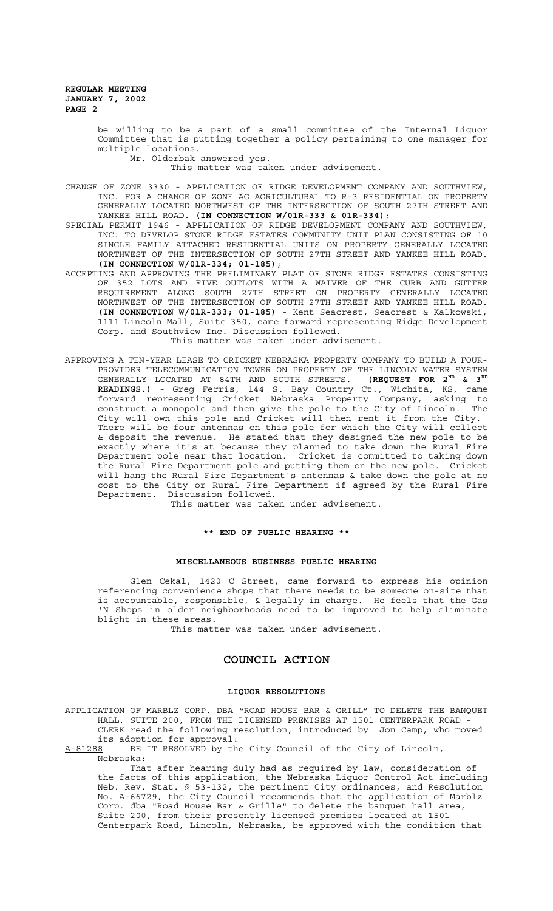be willing to be a part of a small committee of the Internal Liquor Committee that is putting together a policy pertaining to one manager for multiple locations.

Mr. Olderbak answered yes.

This matter was taken under advisement.

CHANGE OF ZONE 3330 - APPLICATION OF RIDGE DEVELOPMENT COMPANY AND SOUTHVIEW, INC. FOR A CHANGE OF ZONE AG AGRICULTURAL TO R-3 RESIDENTIAL ON PROPERTY GENERALLY LOCATED NORTHWEST OF THE INTERSECTION OF SOUTH 27TH STREET AND YANKEE HILL ROAD. **(IN CONNECTION W/01R-333 & 01R-334);**

SPECIAL PERMIT 1946 - APPLICATION OF RIDGE DEVELOPMENT COMPANY AND SOUTHVIEW, INC. TO DEVELOP STONE RIDGE ESTATES COMMUNITY UNIT PLAN CONSISTING OF 10 SINGLE FAMILY ATTACHED RESIDENTIAL UNITS ON PROPERTY GENERALLY LOCATED NORTHWEST OF THE INTERSECTION OF SOUTH 27TH STREET AND YANKEE HILL ROAD. **(IN CONNECTION W/01R-334; 01-185);**

ACCEPTING AND APPROVING THE PRELIMINARY PLAT OF STONE RIDGE ESTATES CONSISTING OF 352 LOTS AND FIVE OUTLOTS WITH A WAIVER OF THE CURB AND GUTTER REQUIREMENT ALONG SOUTH 27TH STREET ON PROPERTY GENERALLY LOCATED NORTHWEST OF THE INTERSECTION OF SOUTH 27TH STREET AND YANKEE HILL ROAD. **(IN CONNECTION W/01R-333; 01-185)** - Kent Seacrest, Seacrest & Kalkowski, 1111 Lincoln Mall, Suite 350, came forward representing Ridge Development Corp. and Southview Inc. Discussion followed.

This matter was taken under advisement.

APPROVING A TEN-YEAR LEASE TO CRICKET NEBRASKA PROPERTY COMPANY TO BUILD A FOUR-PROVIDER TELECOMMUNICATION TOWER ON PROPERTY OF THE LINCOLN WATER SYSTEM GENERALLY LOCATED AT 84TH AND SOUTH STREETS. **(REQUEST FOR 2ND & 3RD READINGS.)** - Greg Ferris, 144 S. Bay Country Ct., Wichita, KS, came forward representing Cricket Nebraska Property Company, asking to construct a monopole and then give the pole to the City of Lincoln. The City will own this pole and Cricket will then rent it from the City. There will be four antennas on this pole for which the City will collect & deposit the revenue. He stated that they designed the new pole to be exactly where it's at because they planned to take down the Rural Fire Department pole near that location. Cricket is committed to taking down the Rural Fire Department pole and putting them on the new pole. Cricket will hang the Rural Fire Department's antennas & take down the pole at no cost to the City or Rural Fire Department if agreed by the Rural Fire Department. Discussion followed.

This matter was taken under advisement.

**\*\* END OF PUBLIC HEARING \*\***

**MISCELLANEOUS BUSINESS PUBLIC HEARING**

Glen Cekal, 1420 C Street, came forward to express his opinion referencing convenience shops that there needs to be someone on-site that is accountable, responsible, & legally in charge. He feels that the Gas 'N Shops in older neighborhoods need to be improved to help eliminate blight in these areas.

This matter was taken under advisement.

# COUNCIL ACTION

**LIQUOR RESOLUTIONS**

APPLICATION OF MARBLZ CORP. DBA "ROAD HOUSE BAR & GRILL" TO DELETE THE BANQUET HALL, SUITE 200, FROM THE LICENSED PREMISES AT 1501 CENTERPARK ROAD - CLERK read the following resolution, introduced by Jon Camp, who moved its adoption for approval:

A-81288 BE IT RESOLVED by the City Council of the City of Lincoln, Nebraska:

That after hearing duly had as required by law, consideration of the facts of this application, the Nebraska Liquor Control Act including Neb. Rev. Stat. § 53-132, the pertinent City ordinances, and Resolution No. A-66729, the City Council recommends that the application of Marblz Corp. dba "Road House Bar & Grille" to delete the banquet hall area, Suite 200, from their presently licensed premises located at 1501 Centerpark Road, Lincoln, Nebraska, be approved with the condition that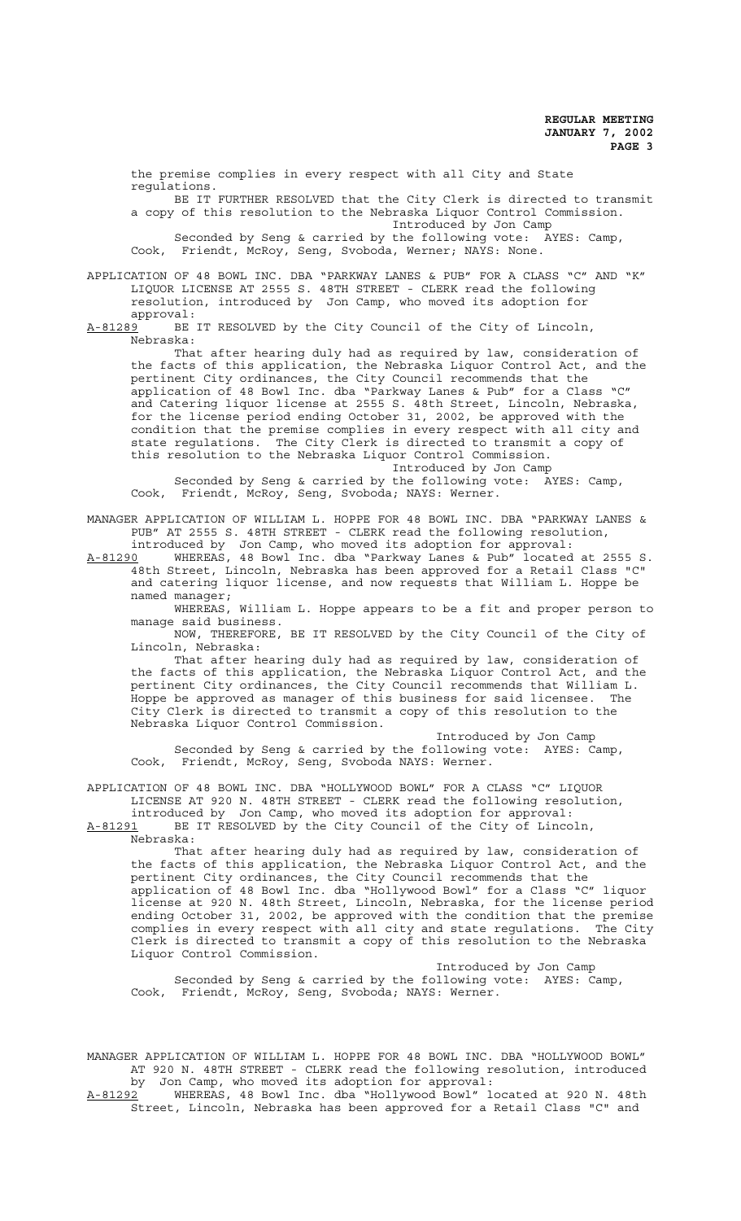the premise complies in every respect with all City and State regulations.

BE IT FURTHER RESOLVED that the City Clerk is directed to transmit a copy of this resolution to the Nebraska Liquor Control Commission.

Introduced by Jon Camp

Seconded by Seng & carried by the following vote: AYES: Camp, Cook, Friendt, McRoy, Seng, Svoboda, Werner; NAYS: None.

APPLICATION OF 48 BOWL INC. DBA "PARKWAY LANES & PUB" FOR A CLASS "C" AND "K" LIQUOR LICENSE AT 2555 S. 48TH STREET - CLERK read the following resolution, introduced by Jon Camp, who moved its adoption for approval:

A-81289 BE IT RESOLVED by the City Council of the City of Lincoln, Nebraska:

That after hearing duly had as required by law, consideration of the facts of this application, the Nebraska Liquor Control Act, and the pertinent City ordinances, the City Council recommends that the application of 48 Bowl Inc. dba "Parkway Lanes & Pub" for a Class "C" and Catering liquor license at 2555 S. 48th Street, Lincoln, Nebraska, for the license period ending October 31, 2002, be approved with the condition that the premise complies in every respect with all city and state regulations. The City Clerk is directed to transmit a copy of this resolution to the Nebraska Liquor Control Commission.

Introduced by Jon Camp

Seconded by Seng & carried by the following vote: AYES: Camp, Cook, Friendt, McRoy, Seng, Svoboda; NAYS: Werner.

MANAGER APPLICATION OF WILLIAM L. HOPPE FOR 48 BOWL INC. DBA "PARKWAY LANES & PUB" AT 2555 S. 48TH STREET - CLERK read the following resolution, introduced by Jon Camp, who moved its adoption for approval:

A-81290 WHEREAS, 48 Bowl Inc. dba "Parkway Lanes & Pub" located at 2555 S. 48th Street, Lincoln, Nebraska has been approved for a Retail Class "C" and catering liquor license, and now requests that William L. Hoppe be named manager;

WHEREAS, William L. Hoppe appears to be a fit and proper person to manage said business.

NOW, THEREFORE, BE IT RESOLVED by the City Council of the City of Lincoln, Nebraska:

That after hearing duly had as required by law, consideration of the facts of this application, the Nebraska Liquor Control Act, and the pertinent City ordinances, the City Council recommends that William L. Hoppe be approved as manager of this business for said licensee. The City Clerk is directed to transmit a copy of this resolution to the Nebraska Liquor Control Commission.

Introduced by Jon Camp

Seconded by Seng & carried by the following vote: AYES: Camp, Cook, Friendt, McRoy, Seng, Svoboda NAYS: Werner.

APPLICATION OF 48 BOWL INC. DBA "HOLLYWOOD BOWL" FOR A CLASS "C" LIQUOR LICENSE AT 920 N. 48TH STREET - CLERK read the following resolution, introduced by Jon Camp, who moved its adoption for approval:

A-81291 BE IT RESOLVED by the City Council of the City of Lincoln, Nebraska:

That after hearing duly had as required by law, consideration of the facts of this application, the Nebraska Liquor Control Act, and the pertinent City ordinances, the City Council recommends that the application of 48 Bowl Inc. dba "Hollywood Bowl" for a Class "C" liquor license at 920 N. 48th Street, Lincoln, Nebraska, for the license period ending October 31, 2002, be approved with the condition that the premise complies in every respect with all city and state regulations. The City Clerk is directed to transmit a copy of this resolution to the Nebraska Liquor Control Commission.

Introduced by Jon Camp

Seconded by Seng & carried by the following vote: AYES: Camp, Cook, Friendt, McRoy, Seng, Svoboda; NAYS: Werner.

MANAGER APPLICATION OF WILLIAM L. HOPPE FOR 48 BOWL INC. DBA "HOLLYWOOD BOWL" AT 920 N. 48TH STREET - CLERK read the following resolution, introduced by Jon Camp, who moved its adoption for approval:

A-81292 WHEREAS, 48 Bowl Inc. dba "Hollywood Bowl" located at 920 N. 48th Street, Lincoln, Nebraska has been approved for a Retail Class "C" and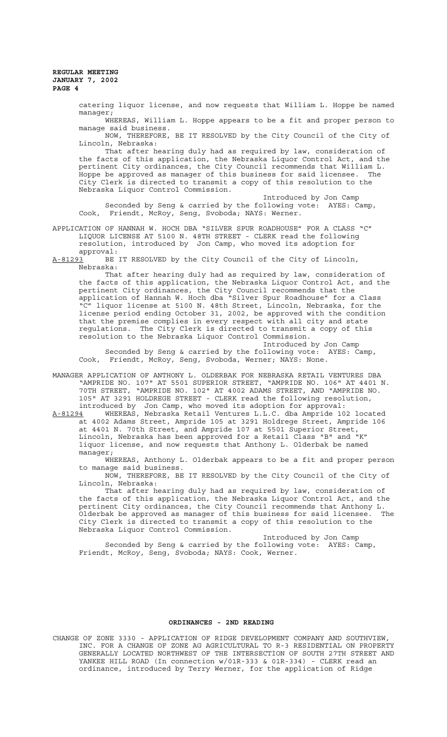catering liquor license, and now requests that William L. Hoppe be named manager;

WHEREAS, William L. Hoppe appears to be a fit and proper person to manage said business.

NOW, THEREFORE, BE IT RESOLVED by the City Council of the City of Lincoln, Nebraska:

That after hearing duly had as required by law, consideration of the facts of this application, the Nebraska Liquor Control Act, and the pertinent City ordinances, the City Council recommends that William L. Hoppe be approved as manager of this business for said licensee. The City Clerk is directed to transmit a copy of this resolution to the Nebraska Liquor Control Commission.

Introduced by Jon Camp

Seconded by Seng & carried by the following vote: AYES: Camp, Cook, Friendt, McRoy, Seng, Svoboda; NAYS: Werner.

APPLICATION OF HANNAH W. HOCH DBA "SILVER SPUR ROADHOUSE" FOR A CLASS "C" LIQUOR LICENSE AT 5100 N. 48TH STREET - CLERK read the following resolution, introduced by Jon Camp, who moved its adoption for approval:

A-81293 BE IT RESOLVED by the City Council of the City of Lincoln, Nebraska:

That after hearing duly had as required by law, consideration of the facts of this application, the Nebraska Liquor Control Act, and the pertinent City ordinances, the City Council recommends that the application of Hannah W. Hoch dba "Silver Spur Roadhouse" for a Class "C" liquor license at 5100 N. 48th Street, Lincoln, Nebraska, for the license period ending October 31, 2002, be approved with the condition that the premise complies in every respect with all city and state regulations. The City Clerk is directed to transmit a copy of this resolution to the Nebraska Liquor Control Commission.

Introduced by Jon Camp

Seconded by Seng & carried by the following vote: AYES: Camp, Cook, Friendt, McRoy, Seng, Svoboda, Werner; NAYS: None.

MANAGER APPLICATION OF ANTHONY L. OLDERBAK FOR NEBRASKA RETAIL VENTURES DBA "AMPRIDE NO. 107" AT 5501 SUPERIOR STREET, "AMPRIDE NO. 106" AT 4401 N. 70TH STREET, "AMPRIDE NO. 102" AT 4002 ADAMS STREET, AND "AMPRIDE NO. 105" AT 3291 HOLDREGE STREET - CLERK read the following resolution, introduced by Jon Camp, who moved its adoption for approval:

A-81294 WHEREAS, Nebraska Retail Ventures L.L.C. dba Ampride 102 located at 4002 Adams Street, Ampride 105 at 3291 Holdrege Street, Ampride 106 at 4401 N. 70th Street, Ampride 107 at 5501 Superior Street, Lincoln, Nebraska has been approved for a Retail Class "B" and "K" liquor license, and now requests that Anthony L. Olderbak be named manager;

WHEREAS, Anthony L. Olderbak appears to be a fit and proper person to manage said business.

NOW, THEREFORE, BE IT RESOLVED by the City Council of the City of Lincoln, Nebraska:

That after hearing duly had as required by law, consideration of the facts of this application, the Nebraska Liquor Control Act, and the pertinent City ordinances, the City Council recommends that Anthony L. Olderbak be approved as manager of this business for said licensee. The City Clerk is directed to transmit a copy of this resolution to the Nebraska Liquor Control Commission.

Introduced by Jon Camp

Seconded by Seng & carried by the following vote: AYES: Camp, Friendt, McRoy, Seng, Svoboda; NAYS: Cook, Werner.

## ORDINANCES - 2ND READING

CHANGE OF ZONE 3330 - APPLICATION OF RIDGE DEVELOPMENT COMPANY AND SOUTHVIEW, INC. FOR A CHANGE OF ZONE AG AGRICULTURAL TO R-3 RESIDENTIAL ON PROPERTY GENERALLY LOCATED NORTHWEST OF THE INTERSECTION OF SOUTH 27TH STREET AND YANKEE HILL ROAD (In connection w/01R-333 & 01R-334) - CLERK read an ordinance, introduced by Terry Werner, for the application of Ridge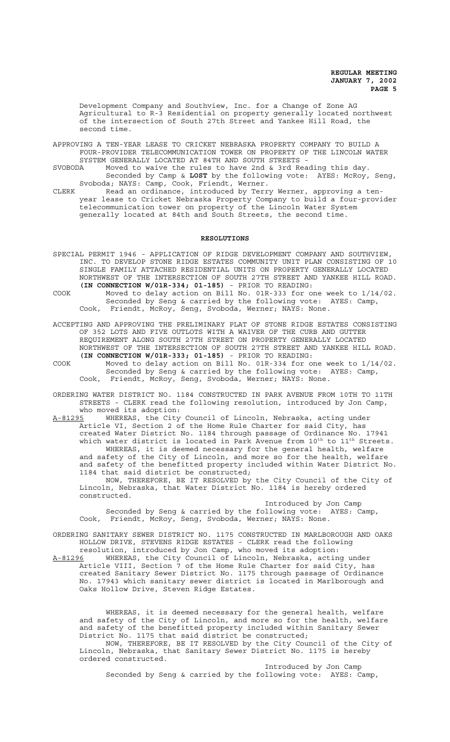Development Company and Southview, Inc. for a Change of Zone AG Agricultural to R-3 Residential on property generally located northwest of the intersection of South 27th Street and Yankee Hill Road, the second time.

APPROVING A TEN-YEAR LEASE TO CRICKET NEBRASKA PROPERTY COMPANY TO BUILD A FOUR-PROVIDER TELECOMMUNICATION TOWER ON PROPERTY OF THE LINCOLN WATER SYSTEM GENERALLY LOCATED AT 84TH AND SOUTH STREETS -

SVOBODA Moved to waive the rules to have 2nd & 3rd Reading this day. Seconded by Camp & **LOST** by the following vote: AYES: McRoy, Seng, Svoboda; NAYS: Camp, Cook, Friendt, Werner.

CLERK Read an ordinance, introduced by Terry Werner, approving a ten-year lease to Cricket Nebraska Property Company to build a four-provider telecommunication tower on property of the Lincoln Water System generally located at 84th and South Streets, the second time.

## RESOLUTIONS

SPECIAL PERMIT 1946 - APPLICATION OF RIDGE DEVELOPMENT COMPANY AND SOUTHVIEW, INC. TO DEVELOP STONE RIDGE ESTATES COMMUNITY UNIT PLAN CONSISTING OF 10 SINGLE FAMILY ATTACHED RESIDENTIAL UNITS ON PROPERTY GENERALLY LOCATED NORTHWEST OF THE INTERSECTION OF SOUTH 27TH STREET AND YANKEE HILL ROAD. **(IN CONNECTION W/01R-334; 01-185)** - PRIOR TO READING:

COOK Moved to delay action on Bill No. 01R-333 for one week to 1/14/02. Seconded by Seng & carried by the following vote: AYES: Camp, Cook, Friendt, McRoy, Seng, Svoboda, Werner; NAYS: None.

ACCEPTING AND APPROVING THE PRELIMINARY PLAT OF STONE RIDGE ESTATES CONSISTING OF 352 LOTS AND FIVE OUTLOTS WITH A WAIVER OF THE CURB AND GUTTER REQUIREMENT ALONG SOUTH 27TH STREET ON PROPERTY GENERALLY LOCATED NORTHWEST OF THE INTERSECTION OF SOUTH 27TH STREET AND YANKEE HILL ROAD. **(IN CONNECTION W/01R-333; 01-185)** - PRIOR TO READING:

COOK Moved to delay action on Bill No. 01R-334 for one week to 1/14/02. Seconded by Seng & carried by the following vote: AYES: Camp, Cook, Friendt, McRoy, Seng, Svoboda, Werner; NAYS: None.

ORDERING WATER DISTRICT NO. 1184 CONSTRUCTED IN PARK AVENUE FROM 10TH TO 11TH STREETS - CLERK read the following resolution, introduced by Jon Camp, who moved its adoption:

A-81295 WHEREAS, the City Council of Lincoln, Nebraska, acting under Article VI, Section 2 of the Home Rule Charter for said City, has created Water District No. 1184 through passage of Ordinance No. 17941 which water district is located in Park Avenue from 10th to 11th Streets.

WHEREAS, it is deemed necessary for the general health, welfare and safety of the City of Lincoln, and more so for the health, welfare and safety of the benefitted property included within Water District No. 1184 that said district be constructed;

NOW, THEREFORE, BE IT RESOLVED by the City Council of the City of Lincoln, Nebraska, that Water District No. 1184 is hereby ordered constructed.

Introduced by Jon Camp

Seconded by Seng & carried by the following vote: AYES: Camp, Cook, Friendt, McRoy, Seng, Svoboda, Werner; NAYS: None.

ORDERING SANITARY SEWER DISTRICT NO. 1175 CONSTRUCTED IN MARLBOROUGH AND OAKS HOLLOW DRIVE, STEVENS RIDGE ESTATES - CLERK read the following resolution, introduced by Jon Camp, who moved its adoption:

A-81296 WHEREAS, the City Council of Lincoln, Nebraska, acting under Article VIII, Section 7 of the Home Rule Charter for said City, has created Sanitary Sewer District No. 1175 through passage of Ordinance No. 17943 which sanitary sewer district is located in Marlborough and Oaks Hollow Drive, Steven Ridge Estates.

WHEREAS, it is deemed necessary for the general health, welfare and safety of the City of Lincoln, and more so for the health, welfare and safety of the benefitted property included within Sanitary Sewer District No. 1175 that said district be constructed;

NOW, THEREFORE, BE IT RESOLVED by the City Council of the City of Lincoln, Nebraska, that Sanitary Sewer District No. 1175 is hereby ordered constructed.

Introduced by Jon Camp

Seconded by Seng & carried by the following vote: AYES: Camp,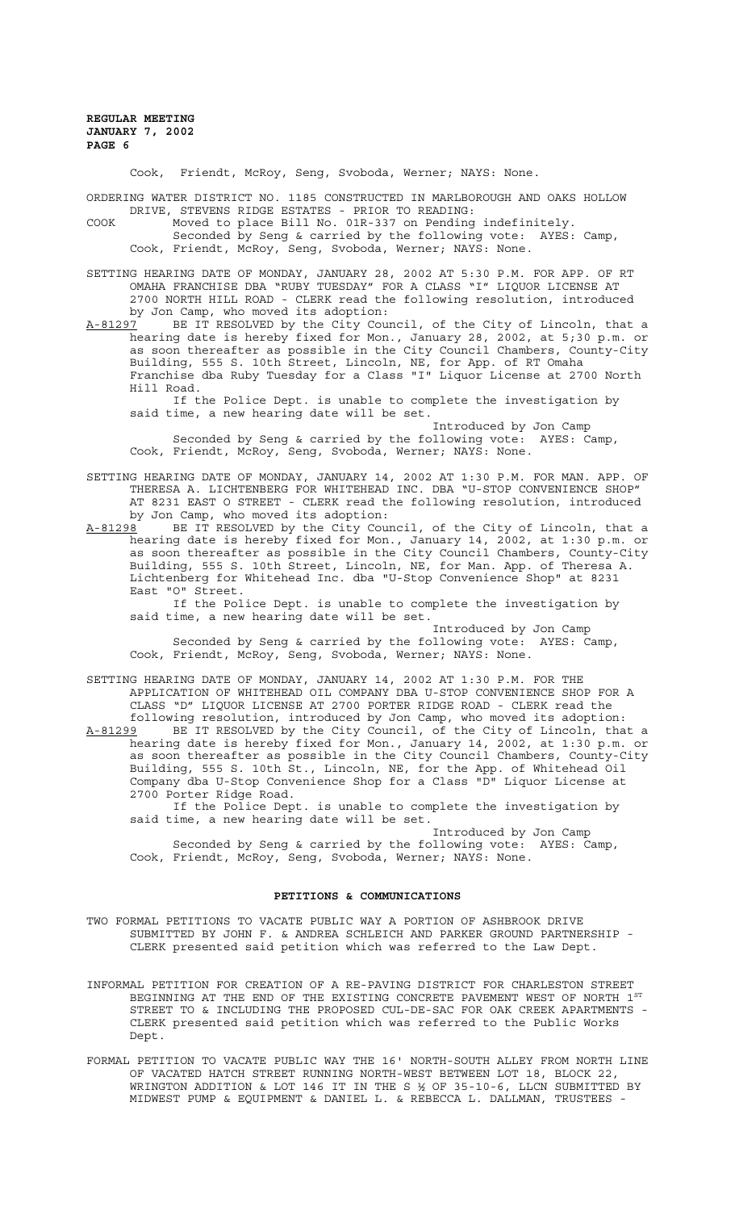Cook, Friendt, McRoy, Seng, Svoboda, Werner; NAYS: None.

ORDERING WATER DISTRICT NO. 1185 CONSTRUCTED IN MARLBOROUGH AND OAKS HOLLOW DRIVE, STEVENS RIDGE ESTATES - PRIOR TO READING:

COOK Moved to place Bill No. 01R-337 on Pending indefinitely.
Seconded by Seng & carried by the following vote: AYES: Camp, Cook, Friendt, McRoy, Seng, Svoboda, Werner; NAYS: None.

SETTING HEARING DATE OF MONDAY, JANUARY 28, 2002 AT 5:30 P.M. FOR APP. OF RT OMAHA FRANCHISE DBA "RUBY TUESDAY" FOR A CLASS "I" LIQUOR LICENSE AT 2700 NORTH HILL ROAD - CLERK read the following resolution, introduced by Jon Camp, who moved its adoption:

A-81297 BE IT RESOLVED by the City Council, of the City of Lincoln, that a hearing date is hereby fixed for Mon., January 28, 2002, at 5;30 p.m. or as soon thereafter as possible in the City Council Chambers, County-City Building, 555 S. 10th Street, Lincoln, NE, for App. of RT Omaha Franchise dba Ruby Tuesday for a Class "I" Liquor License at 2700 North Hill Road.

If the Police Dept. is unable to complete the investigation by said time, a new hearing date will be set.

Introduced by Jon Camp

Seconded by Seng & carried by the following vote: AYES: Camp, Cook, Friendt, McRoy, Seng, Svoboda, Werner; NAYS: None.

SETTING HEARING DATE OF MONDAY, JANUARY 14, 2002 AT 1:30 P.M. FOR MAN. APP. OF THERESA A. LICHTENBERG FOR WHITEHEAD INC. DBA "U-STOP CONVENIENCE SHOP" AT 8231 EAST O STREET - CLERK read the following resolution, introduced by Jon Camp, who moved its adoption:

A-81298 BE IT RESOLVED by the City Council, of the City of Lincoln, that a hearing date is hereby fixed for Mon., January 14, 2002, at 1:30 p.m. or as soon thereafter as possible in the City Council Chambers, County-City Building, 555 S. 10th Street, Lincoln, NE, for Man. App. of Theresa A. Lichtenberg for Whitehead Inc. dba "U-Stop Convenience Shop" at 8231 East "O" Street.

If the Police Dept. is unable to complete the investigation by said time, a new hearing date will be set.

Introduced by Jon Camp

Seconded by Seng & carried by the following vote: AYES: Camp, Cook, Friendt, McRoy, Seng, Svoboda, Werner; NAYS: None.

SETTING HEARING DATE OF MONDAY, JANUARY 14, 2002 AT 1:30 P.M. FOR THE APPLICATION OF WHITEHEAD OIL COMPANY DBA U-STOP CONVENIENCE SHOP FOR A CLASS "D" LIQUOR LICENSE AT 2700 PORTER RIDGE ROAD - CLERK read the following resolution, introduced by Jon Camp, who moved its adoption:

A-81299 BE IT RESOLVED by the City Council, of the City of Lincoln, that a hearing date is hereby fixed for Mon., January 14, 2002, at 1:30 p.m. or as soon thereafter as possible in the City Council Chambers, County-City Building, 555 S. 10th St., Lincoln, NE, for the App. of Whitehead Oil Company dba U-Stop Convenience Shop for a Class "D" Liquor License at 2700 Porter Ridge Road.

If the Police Dept. is unable to complete the investigation by said time, a new hearing date will be set.

Introduced by Jon Camp

Seconded by Seng & carried by the following vote: AYES: Camp, Cook, Friendt, McRoy, Seng, Svoboda, Werner; NAYS: None.

## PETITIONS & COMMUNICATIONS

TWO FORMAL PETITIONS TO VACATE PUBLIC WAY A PORTION OF ASHBROOK DRIVE SUBMITTED BY JOHN F. & ANDREA SCHLEICH AND PARKER GROUND PARTNERSHIP - CLERK presented said petition which was referred to the Law Dept.

INFORMAL PETITION FOR CREATION OF A RE-PAVING DISTRICT FOR CHARLESTON STREET BEGINNING AT THE END OF THE EXISTING CONCRETE PAVEMENT WEST OF NORTH 1ST STREET TO & INCLUDING THE PROPOSED CUL-DE-SAC FOR OAK CREEK APARTMENTS - CLERK presented said petition which was referred to the Public Works Dept.

FORMAL PETITION TO VACATE PUBLIC WAY THE 16' NORTH-SOUTH ALLEY FROM NORTH LINE OF VACATED HATCH STREET RUNNING NORTH-WEST BETWEEN LOT 18, BLOCK 22, WRINGTON ADDITION & LOT 146 IT IN THE S ½ OF 35-10-6, LLCN SUBMITTED BY MIDWEST PUMP & EQUIPMENT & DANIEL L. & REBECCA L. DALLMAN, TRUSTEES -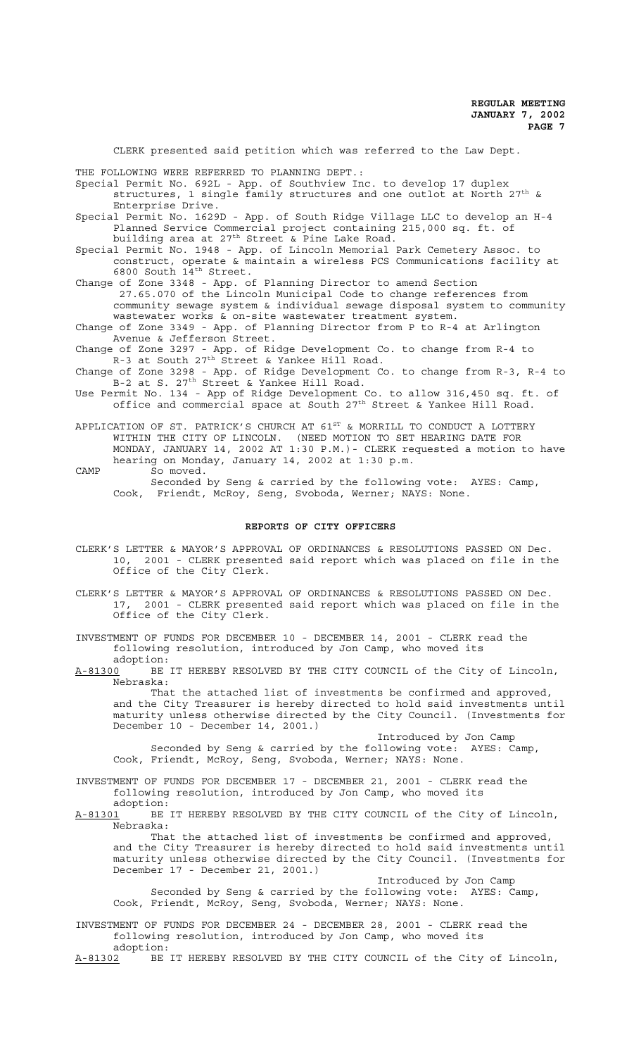CLERK presented said petition which was referred to the Law Dept.

THE FOLLOWING WERE REFERRED TO PLANNING DEPT.:

Special Permit No. 692L - App. of Southview Inc. to develop 17 duplex structures, 1 single family structures and one outlot at North 27th & Enterprise Drive.

Special Permit No. 1629D - App. of South Ridge Village LLC to develop an H-4 Planned Service Commercial project containing 215,000 sq. ft. of building area at 27th Street & Pine Lake Road.

Special Permit No. 1948 - App. of Lincoln Memorial Park Cemetery Assoc. to construct, operate & maintain a wireless PCS Communications facility at 6800 South 14th Street.

Change of Zone 3348 - App. of Planning Director to amend Section 27.65.070 of the Lincoln Municipal Code to change references from community sewage system & individual sewage disposal system to community wastewater works & on-site wastewater treatment system.

Change of Zone 3349 - App. of Planning Director from P to R-4 at Arlington Avenue & Jefferson Street.

Change of Zone 3297 - App. of Ridge Development Co. to change from R-4 to R-3 at South 27th Street & Yankee Hill Road.

Change of Zone 3298 - App. of Ridge Development Co. to change from R-3, R-4 to B-2 at S. 27th Street & Yankee Hill Road.

Use Permit No. 134 - App of Ridge Development Co. to allow 316,450 sq. ft. of office and commercial space at South 27th Street & Yankee Hill Road.

APPLICATION OF ST. PATRICK'S CHURCH AT 61ST & MORRILL TO CONDUCT A LOTTERY WITHIN THE CITY OF LINCOLN. (NEED MOTION TO SET HEARING DATE FOR MONDAY, JANUARY 14, 2002 AT 1:30 P.M.)- CLERK requested a motion to have hearing on Monday, January 14, 2002 at 1:30 p.m.

CAMP So moved.
Seconded by Seng & carried by the following vote: AYES: Camp, Cook, Friendt, McRoy, Seng, Svoboda, Werner; NAYS: None.

## REPORTS OF CITY OFFICERS

CLERK'S LETTER & MAYOR'S APPROVAL OF ORDINANCES & RESOLUTIONS PASSED ON Dec. 10, 2001 - CLERK presented said report which was placed on file in the Office of the City Clerk.

CLERK'S LETTER & MAYOR'S APPROVAL OF ORDINANCES & RESOLUTIONS PASSED ON Dec. 17, 2001 - CLERK presented said report which was placed on file in the Office of the City Clerk.

INVESTMENT OF FUNDS FOR DECEMBER 10 - DECEMBER 14, 2001 - CLERK read the following resolution, introduced by Jon Camp, who moved its adoption:

A-81300 BE IT HEREBY RESOLVED BY THE CITY COUNCIL of the City of Lincoln, Nebraska:

That the attached list of investments be confirmed and approved, and the City Treasurer is hereby directed to hold said investments until maturity unless otherwise directed by the City Council. (Investments for December 10 - December 14, 2001.)

Introduced by Jon Camp

Seconded by Seng & carried by the following vote: AYES: Camp, Cook, Friendt, McRoy, Seng, Svoboda, Werner; NAYS: None.

INVESTMENT OF FUNDS FOR DECEMBER 17 - DECEMBER 21, 2001 - CLERK read the following resolution, introduced by Jon Camp, who moved its adoption:

A-81301 BE IT HEREBY RESOLVED BY THE CITY COUNCIL of the City of Lincoln, Nebraska:

That the attached list of investments be confirmed and approved, and the City Treasurer is hereby directed to hold said investments until maturity unless otherwise directed by the City Council. (Investments for December 17 - December 21, 2001.)

Introduced by Jon Camp

Seconded by Seng & carried by the following vote: AYES: Camp, Cook, Friendt, McRoy, Seng, Svoboda, Werner; NAYS: None.

INVESTMENT OF FUNDS FOR DECEMBER 24 - DECEMBER 28, 2001 - CLERK read the following resolution, introduced by Jon Camp, who moved its adoption:

A-81302 BE IT HEREBY RESOLVED BY THE CITY COUNCIL of the City of Lincoln,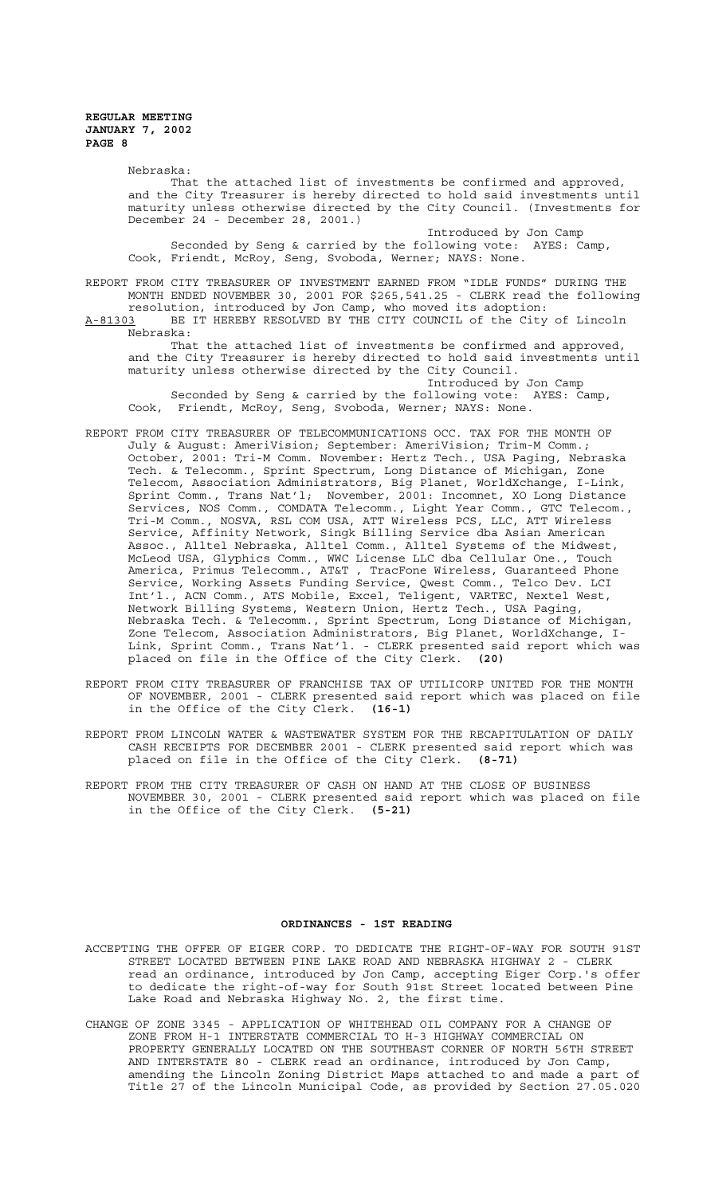Nebraska:

That the attached list of investments be confirmed and approved, and the City Treasurer is hereby directed to hold said investments until maturity unless otherwise directed by the City Council. (Investments for December 24 - December 28, 2001.)

Introduced by Jon Camp

Seconded by Seng & carried by the following vote: AYES: Camp, Cook, Friendt, McRoy, Seng, Svoboda, Werner; NAYS: None.

REPORT FROM CITY TREASURER OF INVESTMENT EARNED FROM "IDLE FUNDS" DURING THE MONTH ENDED NOVEMBER 30, 2001 FOR $265,541.25 - CLERK read the following resolution, introduced by Jon Camp, who moved its adoption:

A-81303 BE IT HEREBY RESOLVED BY THE CITY COUNCIL of the City of Lincoln Nebraska:

That the attached list of investments be confirmed and approved, and the City Treasurer is hereby directed to hold said investments until maturity unless otherwise directed by the City Council.

Introduced by Jon Camp

Seconded by Seng & carried by the following vote: AYES: Camp, Cook, Friendt, McRoy, Seng, Svoboda, Werner; NAYS: None.

REPORT FROM CITY TREASURER OF TELECOMMUNICATIONS OCC. TAX FOR THE MONTH OF July & August: AmeriVision; September: AmeriVision; Trim-M Comm.; October, 2001: Tri-M Comm. November: Hertz Tech., USA Paging, Nebraska Tech. & Telecomm., Sprint Spectrum, Long Distance of Michigan, Zone Telecom, Association Administrators, Big Planet, WorldXchange, I-Link, Sprint Comm., Trans Nat'l; November, 2001: Incomnet, XO Long Distance Services, NOS Comm., COMDATA Telecomm., Light Year Comm., GTC Telecom., Tri-M Comm., NOSVA, RSL COM USA, ATT Wireless PCS, LLC, ATT Wireless Service, Affinity Network, Singk Billing Service dba Asian American Assoc., Alltel Nebraska, Alltel Comm., Alltel Systems of the Midwest, McLeod USA, Glyphics Comm., WWC License LLC dba Cellular One., Touch America, Primus Telecomm., AT&T , TracFone Wireless, Guaranteed Phone Service, Working Assets Funding Service, Qwest Comm., Telco Dev. LCI Int'l., ACN Comm., ATS Mobile, Excel, Teligent, VARTEC, Nextel West, Network Billing Systems, Western Union, Hertz Tech., USA Paging, Nebraska Tech. & Telecomm., Sprint Spectrum, Long Distance of Michigan, Zone Telecom, Association Administrators, Big Planet, WorldXchange, I-Link, Sprint Comm., Trans Nat'l. - CLERK presented said report which was placed on file in the Office of the City Clerk. **(20)**

REPORT FROM CITY TREASURER OF FRANCHISE TAX OF UTILICORP UNITED FOR THE MONTH OF NOVEMBER, 2001 - CLERK presented said report which was placed on file in the Office of the City Clerk. **(16-1)**

REPORT FROM LINCOLN WATER & WASTEWATER SYSTEM FOR THE RECAPITULATION OF DAILY CASH RECEIPTS FOR DECEMBER 2001 - CLERK presented said report which was placed on file in the Office of the City Clerk. **(8-71)**

REPORT FROM THE CITY TREASURER OF CASH ON HAND AT THE CLOSE OF BUSINESS NOVEMBER 30, 2001 - CLERK presented said report which was placed on file in the Office of the City Clerk. **(5-21)**

## ORDINANCES - 1ST READING

ACCEPTING THE OFFER OF EIGER CORP. TO DEDICATE THE RIGHT-OF-WAY FOR SOUTH 91ST STREET LOCATED BETWEEN PINE LAKE ROAD AND NEBRASKA HIGHWAY 2 - CLERK read an ordinance, introduced by Jon Camp, accepting Eiger Corp.'s offer to dedicate the right-of-way for South 91st Street located between Pine Lake Road and Nebraska Highway No. 2, the first time.

CHANGE OF ZONE 3345 - APPLICATION OF WHITEHEAD OIL COMPANY FOR A CHANGE OF ZONE FROM H-1 INTERSTATE COMMERCIAL TO H-3 HIGHWAY COMMERCIAL ON PROPERTY GENERALLY LOCATED ON THE SOUTHEAST CORNER OF NORTH 56TH STREET AND INTERSTATE 80 - CLERK read an ordinance, introduced by Jon Camp, amending the Lincoln Zoning District Maps attached to and made a part of Title 27 of the Lincoln Municipal Code, as provided by Section 27.05.020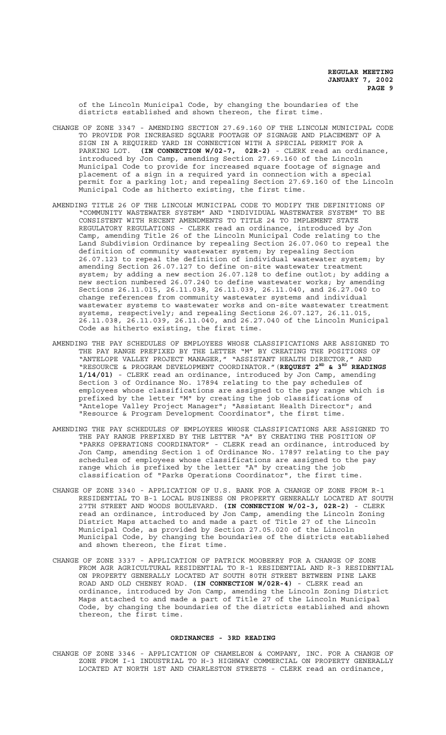of the Lincoln Municipal Code, by changing the boundaries of the districts established and shown thereon, the first time.

CHANGE OF ZONE 3347 - AMENDING SECTION 27.69.160 OF THE LINCOLN MUNICIPAL CODE TO PROVIDE FOR INCREASED SQUARE FOOTAGE OF SIGNAGE AND PLACEMENT OF A SIGN IN A REQUIRED YARD IN CONNECTION WITH A SPECIAL PERMIT FOR A PARKING LOT. **(IN CONNECTION W/02-7, 02R-2)** - CLERK read an ordinance, introduced by Jon Camp, amending Section 27.69.160 of the Lincoln Municipal Code to provide for increased square footage of signage and placement of a sign in a required yard in connection with a special permit for a parking lot; and repealing Section 27.69.160 of the Lincoln Municipal Code as hitherto existing, the first time.

AMENDING TITLE 26 OF THE LINCOLN MUNICIPAL CODE TO MODIFY THE DEFINITIONS OF "COMMUNITY WASTEWATER SYSTEM" AND "INDIVIDUAL WASTEWATER SYSTEM" TO BE CONSISTENT WITH RECENT AMENDMENTS TO TITLE 24 TO IMPLEMENT STATE REGULATORY REGULATIONS - CLERK read an ordinance, introduced by Jon Camp, amending Title 26 of the Lincoln Municipal Code relating to the Land Subdivision Ordinance by repealing Section 26.07.060 to repeal the definition of community wastewater system; by repealing Section 26.07.123 to repeal the definition of individual wastewater system; by amending Section 26.07.127 to define on-site wastewater treatment system; by adding a new section 26.07.128 to define outlot; by adding a new section numbered 26.07.240 to define wastewater works; by amending Sections 26.11.015, 26.11.038, 26.11.039, 26.11.040, and 26.27.040 to change references from community wastewater systems and individual wastewater systems to wastewater works and on-site wastewater treatment systems, respectively; and repealing Sections 26.07.127, 26.11.015, 26.11.038, 26.11.039, 26.11.040, and 26.27.040 of the Lincoln Municipal Code as hitherto existing, the first time.

AMENDING THE PAY SCHEDULES OF EMPLOYEES WHOSE CLASSIFICATIONS ARE ASSIGNED TO THE PAY RANGE PREFIXED BY THE LETTER "M" BY CREATING THE POSITIONS OF "ANTELOPE VALLEY PROJECT MANAGER," "ASSISTANT HEALTH DIRECTOR," AND "RESOURCE & PROGRAM DEVELOPMENT COORDINATOR."(**REQUEST 2ND & 3RD READINGS 1/14/01)** - CLERK read an ordinance, introduced by Jon Camp, amending Section 3 of Ordinance No. 17894 relating to the pay schedules of employees whose classifications are assigned to the pay range which is prefixed by the letter "M" by creating the job classifications of "Antelope Valley Project Manager"; "Assistant Health Director"; and "Resource & Program Development Coordinator", the first time.

AMENDING THE PAY SCHEDULES OF EMPLOYEES WHOSE CLASSIFICATIONS ARE ASSIGNED TO THE PAY RANGE PREFIXED BY THE LETTER "A" BY CREATING THE POSITION OF "PARKS OPERATIONS COORDINATOR" - CLERK read an ordinance, introduced by Jon Camp, amending Section 1 of Ordinance No. 17897 relating to the pay schedules of employees whose classifications are assigned to the pay range which is prefixed by the letter "A" by creating the job classification of "Parks Operations Coordinator", the first time.

CHANGE OF ZONE 3340 - APPLICATION OF U.S. BANK FOR A CHANGE OF ZONE FROM R-1 RESIDENTIAL TO B-1 LOCAL BUSINESS ON PROPERTY GENERALLY LOCATED AT SOUTH 27TH STREET AND WOODS BOULEVARD. **(IN CONNECTION W/02-3, 02R-2)** - CLERK read an ordinance, introduced by Jon Camp, amending the Lincoln Zoning District Maps attached to and made a part of Title 27 of the Lincoln Municipal Code, as provided by Section 27.05.020 of the Lincoln Municipal Code, by changing the boundaries of the districts established and shown thereon, the first time.

CHANGE OF ZONE 3337 - APPLICATION OF PATRICK MOOBERRY FOR A CHANGE OF ZONE FROM AGR AGRICULTURAL RESIDENTIAL TO R-1 RESIDENTIAL AND R-3 RESIDENTIAL ON PROPERTY GENERALLY LOCATED AT SOUTH 80TH STREET BETWEEN PINE LAKE ROAD AND OLD CHENEY ROAD. **(IN CONNECTION W/02R-4)** - CLERK read an ordinance, introduced by Jon Camp, amending the Lincoln Zoning District Maps attached to and made a part of Title 27 of the Lincoln Municipal Code, by changing the boundaries of the districts established and shown thereon, the first time.

## ORDINANCES - 3RD READING

CHANGE OF ZONE 3346 - APPLICATION OF CHAMELEON & COMPANY, INC. FOR A CHANGE OF ZONE FROM I-1 INDUSTRIAL TO H-3 HIGHWAY COMMERCIAL ON PROPERTY GENERALLY LOCATED AT NORTH 1ST AND CHARLESTON STREETS - CLERK read an ordinance,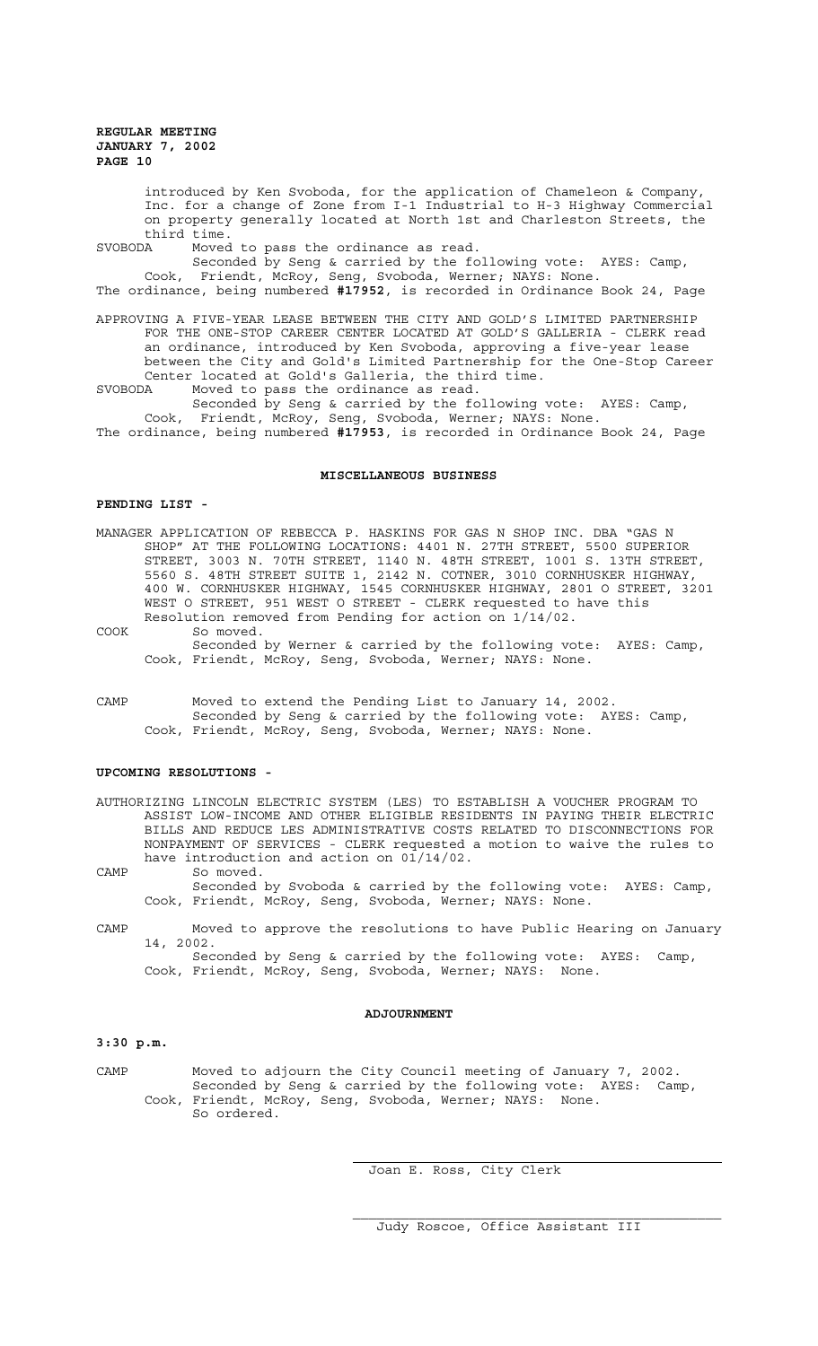introduced by Ken Svoboda, for the application of Chameleon & Company, Inc. for a change of Zone from I-1 Industrial to H-3 Highway Commercial on property generally located at North 1st and Charleston Streets, the third time.

SVOBODA Moved to pass the ordinance as read.

Seconded by Seng & carried by the following vote: AYES: Camp, Cook, Friendt, McRoy, Seng, Svoboda, Werner; NAYS: None.

The ordinance, being numbered **#17952**, is recorded in Ordinance Book 24, Page

APPROVING A FIVE-YEAR LEASE BETWEEN THE CITY AND GOLD'S LIMITED PARTNERSHIP FOR THE ONE-STOP CAREER CENTER LOCATED AT GOLD'S GALLERIA - CLERK read an ordinance, introduced by Ken Svoboda, approving a five-year lease between the City and Gold's Limited Partnership for the One-Stop Career Center located at Gold's Galleria, the third time.

SVOBODA Moved to pass the ordinance as read.

Seconded by Seng & carried by the following vote: AYES: Camp, Cook, Friendt, McRoy, Seng, Svoboda, Werner; NAYS: None.

The ordinance, being numbered **#17953**, is recorded in Ordinance Book 24, Page

## MISCELLANEOUS BUSINESS

### PENDING LIST -

MANAGER APPLICATION OF REBECCA P. HASKINS FOR GAS N SHOP INC. DBA "GAS N SHOP" AT THE FOLLOWING LOCATIONS: 4401 N. 27TH STREET, 5500 SUPERIOR STREET, 3003 N. 70TH STREET, 1140 N. 48TH STREET, 1001 S. 13TH STREET, 5560 S. 48TH STREET SUITE 1, 2142 N. COTNER, 3010 CORNHUSKER HIGHWAY, 400 W. CORNHUSKER HIGHWAY, 1545 CORNHUSKER HIGHWAY, 2801 O STREET, 3201 WEST O STREET, 951 WEST O STREET - CLERK requested to have this Resolution removed from Pending for action on 1/14/02.

COOK So moved.

Seconded by Werner & carried by the following vote: AYES: Camp, Cook, Friendt, McRoy, Seng, Svoboda, Werner; NAYS: None.

CAMP Moved to extend the Pending List to January 14, 2002.

Seconded by Seng & carried by the following vote: AYES: Camp, Cook, Friendt, McRoy, Seng, Svoboda, Werner; NAYS: None.

### UPCOMING RESOLUTIONS -

AUTHORIZING LINCOLN ELECTRIC SYSTEM (LES) TO ESTABLISH A VOUCHER PROGRAM TO ASSIST LOW-INCOME AND OTHER ELIGIBLE RESIDENTS IN PAYING THEIR ELECTRIC BILLS AND REDUCE LES ADMINISTRATIVE COSTS RELATED TO DISCONNECTIONS FOR NONPAYMENT OF SERVICES - CLERK requested a motion to waive the rules to have introduction and action on 01/14/02.

CAMP So moved.

Seconded by Svoboda & carried by the following vote: AYES: Camp, Cook, Friendt, McRoy, Seng, Svoboda, Werner; NAYS: None.

CAMP Moved to approve the resolutions to have Public Hearing on January 14, 2002.

Seconded by Seng & carried by the following vote: AYES: Camp, Cook, Friendt, McRoy, Seng, Svoboda, Werner; NAYS: None.

## ADJOURNMENT

**3:30 p.m.**

CAMP Moved to adjourn the City Council meeting of January 7, 2002.

Seconded by Seng & carried by the following vote: AYES: Camp, Cook, Friendt, McRoy, Seng, Svoboda, Werner; NAYS: None.

So ordered.

Joan E. Ross, City Clerk

Judy Roscoe, Office Assistant III